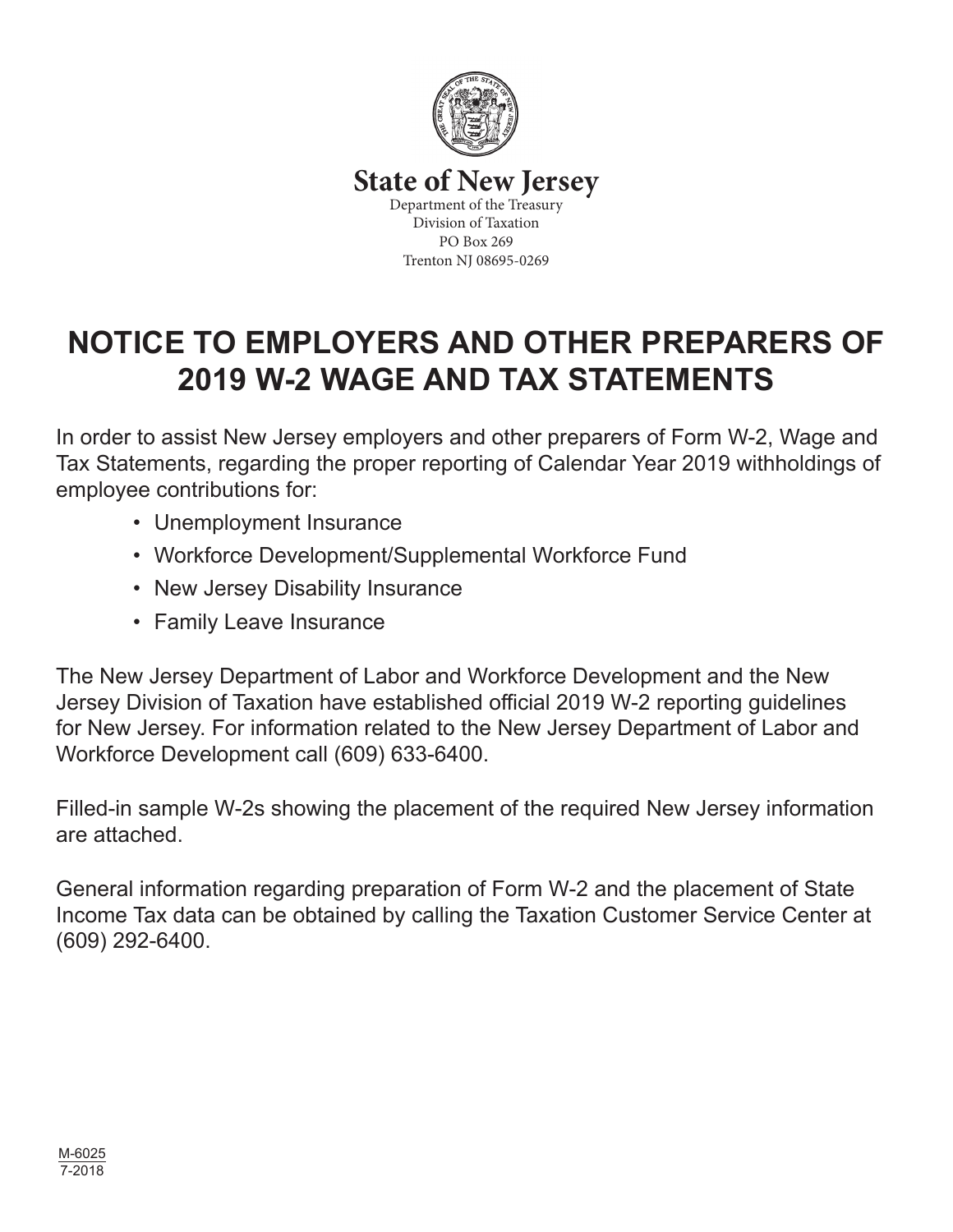**State of New Jersey**

Department of the Treasury
Division of Taxation
PO Box 269
Trenton NJ 08695-0269

# NOTICE TO EMPLOYERS AND OTHER PREPARERS OF 2019 W-2 WAGE AND TAX STATEMENTS

In order to assist New Jersey employers and other preparers of Form W-2, Wage and Tax Statements, regarding the proper reporting of Calendar Year 2019 withholdings of employee contributions for:

- Unemployment Insurance
- Workforce Development/Supplemental Workforce Fund
- New Jersey Disability Insurance
- Family Leave Insurance

The New Jersey Department of Labor and Workforce Development and the New Jersey Division of Taxation have established official 2019 W-2 reporting guidelines for New Jersey. For information related to the New Jersey Department of Labor and Workforce Development call (609) 633-6400.

Filled-in sample W-2s showing the placement of the required New Jersey information are attached.

General information regarding preparation of Form W-2 and the placement of State Income Tax data can be obtained by calling the Taxation Customer Service Center at (609) 292-6400.

M-6025
7-2018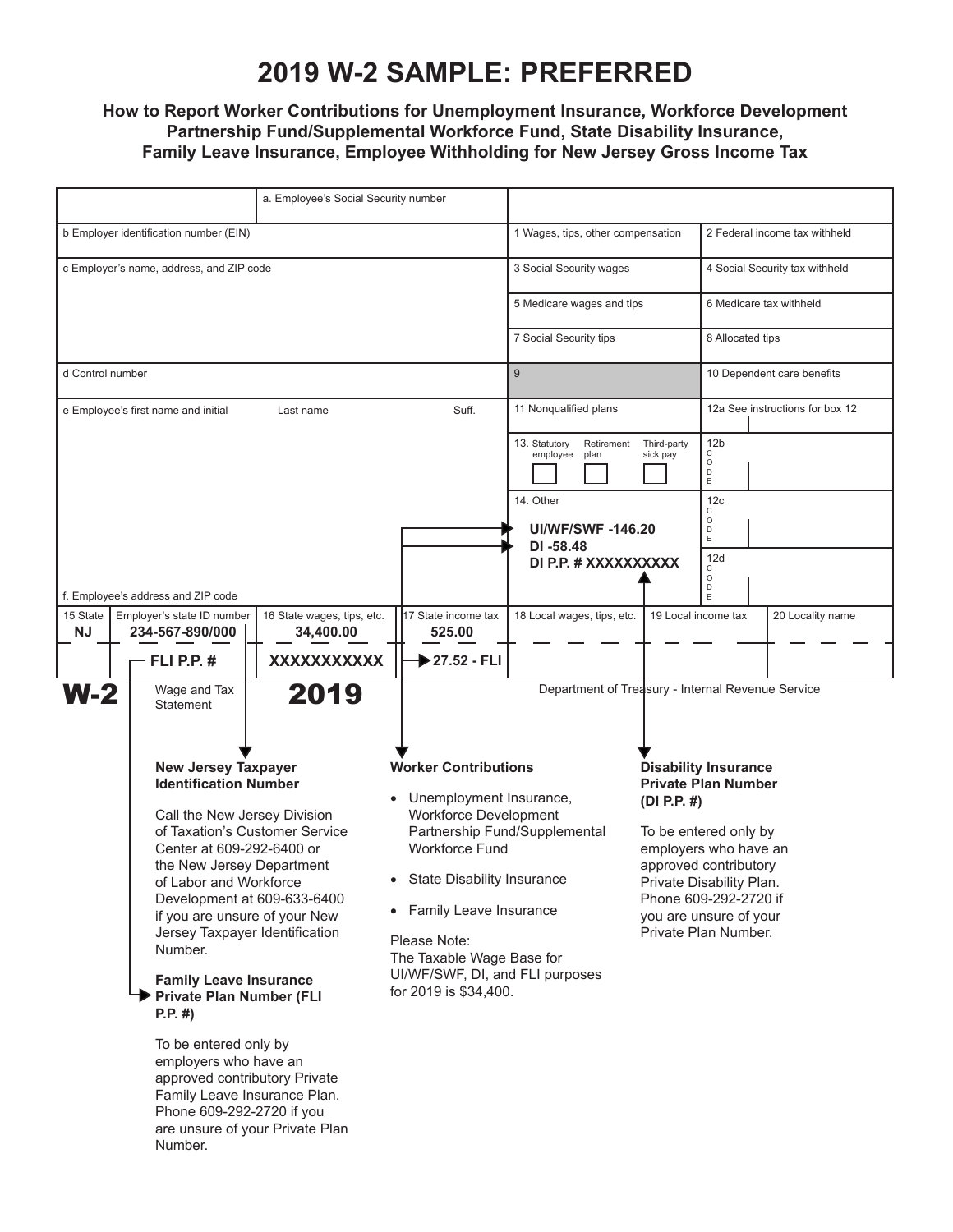# 2019 W-2 SAMPLE: PREFERRED

**How to Report Worker Contributions for Unemployment Insurance, Workforce Development Partnership Fund/Supplemental Workforce Fund, State Disability Insurance, Family Leave Insurance, Employee Withholding for New Jersey Gross Income Tax**

| | a. Employee's Social Security number | | |
|---|---|---|---|
| b Employer identification number (EIN) | | 1 Wages, tips, other compensation | 2 Federal income tax withheld |
| c Employer's name, address, and ZIP code | | 3 Social Security wages | 4 Social Security tax withheld |
| | | 5 Medicare wages and tips | 6 Medicare tax withheld |
| | | 7 Social Security tips | 8 Allocated tips |
| d Control number | | 9 | 10 Dependent care benefits |
| e Employee's first name and initial &nbsp; Last name &nbsp; Suff. | | 11 Nonqualified plans | 12a See instructions for box 12 |
| | | 13. Statutory employee / Retirement plan / Third-party sick pay | 12b CODE |
| | | 14. Other **UI/WF/SWF -146.20** **DI -58.48** **DI P.P. # XXXXXXXXX** | 12c CODE |
| f. Employee's address and ZIP code | | | 12d CODE |

| 15 State | Employer's state ID number | 16 State wages, tips, etc. | 17 State income tax | 18 Local wages, tips, etc. | 19 Local income tax | 20 Locality name |
|---|---|---|---|---|---|---|
| **NJ** | **234-567-890/000** | **34,400.00** | **525.00** | | | |
| | **FLI P.P. #** | **XXXXXXXXXXX** | **27.52 - FLI** | | | |

**W-2** Wage and Tax Statement **2019** — Department of Treasury - Internal Revenue Service

**New Jersey Taxpayer Identification Number**

Call the New Jersey Division of Taxation's Customer Service Center at 609-292-6400 or the New Jersey Department of Labor and Workforce Development at 609-633-6400 if you are unsure of your New Jersey Taxpayer Identification Number.

**Family Leave Insurance Private Plan Number (FLI P.P. #)**

To be entered only by employers who have an approved contributory Private Family Leave Insurance Plan. Phone 609-292-2720 if you are unsure of your Private Plan Number.

**Worker Contributions**

- Unemployment Insurance, Workforce Development Partnership Fund/Supplemental Workforce Fund
- State Disability Insurance
- Family Leave Insurance

Please Note:
The Taxable Wage Base for UI/WF/SWF, DI, and FLI purposes for 2019 is $34,400.

**Disability Insurance Private Plan Number (DI P.P. #)**

To be entered only by employers who have an approved contributory Private Disability Plan. Phone 609-292-2720 if you are unsure of your Private Plan Number.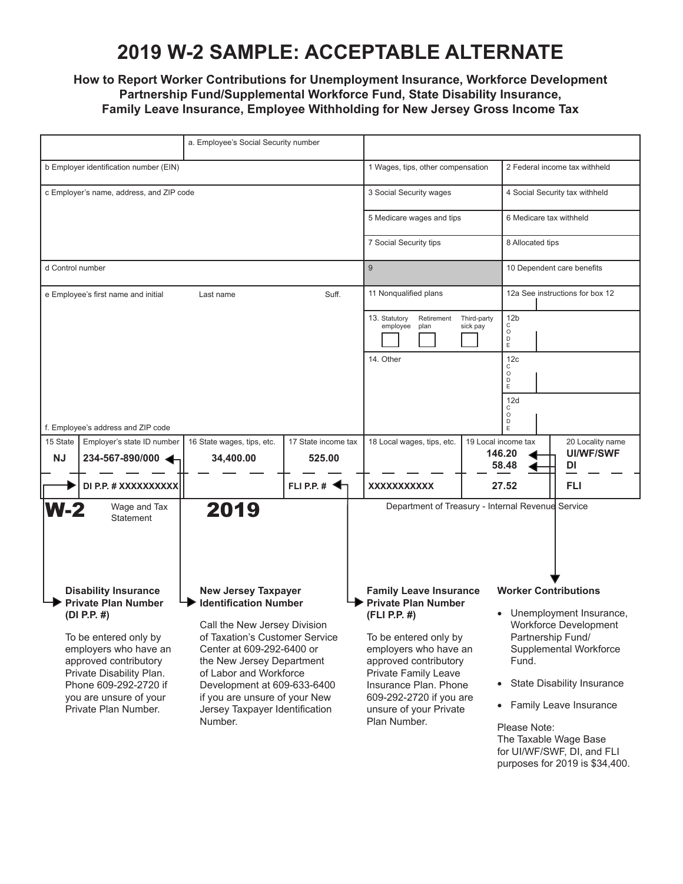# 2019 W-2 SAMPLE: ACCEPTABLE ALTERNATE

**How to Report Worker Contributions for Unemployment Insurance, Workforce Development Partnership Fund/Supplemental Workforce Fund, State Disability Insurance, Family Leave Insurance, Employee Withholding for New Jersey Gross Income Tax**

| | a. Employee's Social Security number | | |
|---|---|---|---|
| b Employer identification number (EIN) | | 1 Wages, tips, other compensation | 2 Federal income tax withheld |
| c Employer's name, address, and ZIP code | | 3 Social Security wages | 4 Social Security tax withheld |
| | | 5 Medicare wages and tips | 6 Medicare tax withheld |
| | | 7 Social Security tips | 8 Allocated tips |
| d Control number | | 9 | 10 Dependent care benefits |
| e Employee's first name and initial Last name Suff. | | 11 Nonqualified plans | 12a See instructions for box 12 |
| | | 13. Statutory employee / Retirement plan / Third-party sick pay | 12b CODE |
| | | 14. Other | 12c CODE |
| f. Employee's address and ZIP code | | | 12d CODE |

| 15 State | Employer's state ID number | 16 State wages, tips, etc. | 17 State income tax | 18 Local wages, tips, etc. | 19 Local income tax | 20 Locality name |
|---|---|---|---|---|---|---|
| NJ | 234-567-890/000 | 34,400.00 | 525.00 | | 146.20 | UI/WF/SWF |
| | | | | | 58.48 | DI |
| | DI P.P. # XXXXXXXXXX | | FLI P.P. # | XXXXXXXXXXX | 27.52 | FLI |

**W-2** Wage and Tax Statement **2019** Department of Treasury - Internal Revenue Service

**Disability Insurance Private Plan Number (DI P.P. #)**

To be entered only by employers who have an approved contributory Private Disability Plan. Phone 609-292-2720 if you are unsure of your Private Plan Number.

**New Jersey Taxpayer Identification Number**

Call the New Jersey Division of Taxation's Customer Service Center at 609-292-6400 or the New Jersey Department of Labor and Workforce Development at 609-633-6400 if you are unsure of your New Jersey Taxpayer Identification Number.

**Family Leave Insurance Private Plan Number (FLI P.P. #)**

To be entered only by employers who have an approved contributory Private Family Leave Insurance Plan. Phone 609-292-2720 if you are unsure of your Private Plan Number.

**Worker Contributions**

- Unemployment Insurance, Workforce Development Partnership Fund/ Supplemental Workforce Fund.
- State Disability Insurance
- Family Leave Insurance

Please Note:
The Taxable Wage Base for UI/WF/SWF, DI, and FLI purposes for 2019 is $34,400.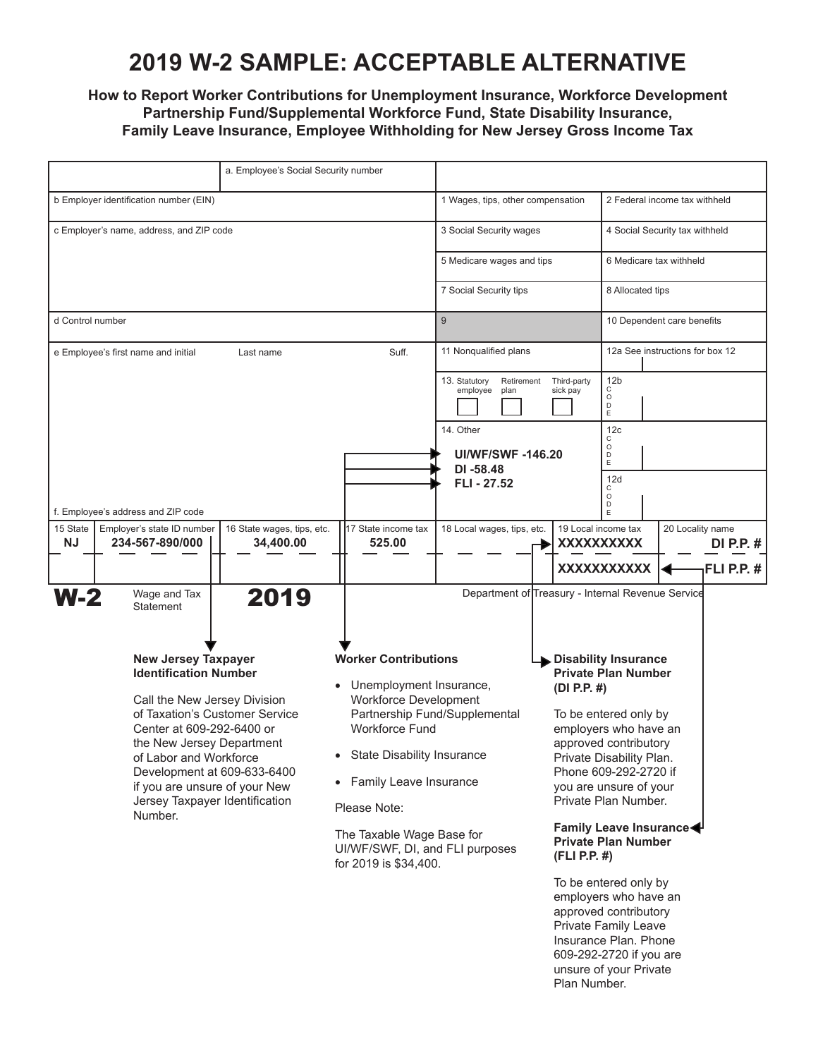# 2019 W-2 SAMPLE: ACCEPTABLE ALTERNATIVE

**How to Report Worker Contributions for Unemployment Insurance, Workforce Development Partnership Fund/Supplemental Workforce Fund, State Disability Insurance, Family Leave Insurance, Employee Withholding for New Jersey Gross Income Tax**

| | | |
|---|---|---|
| a. Employee's Social Security number | | |
| b Employer identification number (EIN) | 1 Wages, tips, other compensation | 2 Federal income tax withheld |
| c Employer's name, address, and ZIP code | 3 Social Security wages | 4 Social Security tax withheld |
| | 5 Medicare wages and tips | 6 Medicare tax withheld |
| | 7 Social Security tips | 8 Allocated tips |
| d Control number | 9 | 10 Dependent care benefits |
| e Employee's first name and initial / Last name / Suff. | 11 Nonqualified plans | 12a See instructions for box 12 |
| | 13. Statutory employee / Retirement plan / Third-party sick pay | 12b CODE |
| | 14. Other<br>UI/WF/SWF -146.20<br>DI -58.48<br>FLI - 27.52 | 12c CODE |
| f. Employee's address and ZIP code | | 12d CODE |

| 15 State | Employer's state ID number | 16 State wages, tips, etc. | 17 State income tax | 18 Local wages, tips, etc. | 19 Local income tax | 20 Locality name |
|---|---|---|---|---|---|---|
| NJ | 234-567-890/000 | 34,400.00 | 525.00 | | XXXXXXXXXX | DI P.P. # |
| | | | | | XXXXXXXXXXX | FLI P.P. # |

**W-2** Wage and Tax Statement **2019** Department of Treasury - Internal Revenue Service

**New Jersey Taxpayer Identification Number**

Call the New Jersey Division of Taxation's Customer Service Center at 609-292-6400 or the New Jersey Department of Labor and Workforce Development at 609-633-6400 if you are unsure of your New Jersey Taxpayer Identification Number.

**Worker Contributions**

- Unemployment Insurance, Workforce Development Partnership Fund/Supplemental Workforce Fund
- State Disability Insurance
- Family Leave Insurance

Please Note:

The Taxable Wage Base for UI/WF/SWF, DI, and FLI purposes for 2019 is $34,400.

**Disability Insurance Private Plan Number (DI P.P. #)**

To be entered only by employers who have an approved contributory Private Disability Plan. Phone 609-292-2720 if you are unsure of your Private Plan Number.

**Family Leave Insurance Private Plan Number (FLI P.P. #)**

To be entered only by employers who have an approved contributory Private Family Leave Insurance Plan. Phone 609-292-2720 if you are unsure of your Private Plan Number.